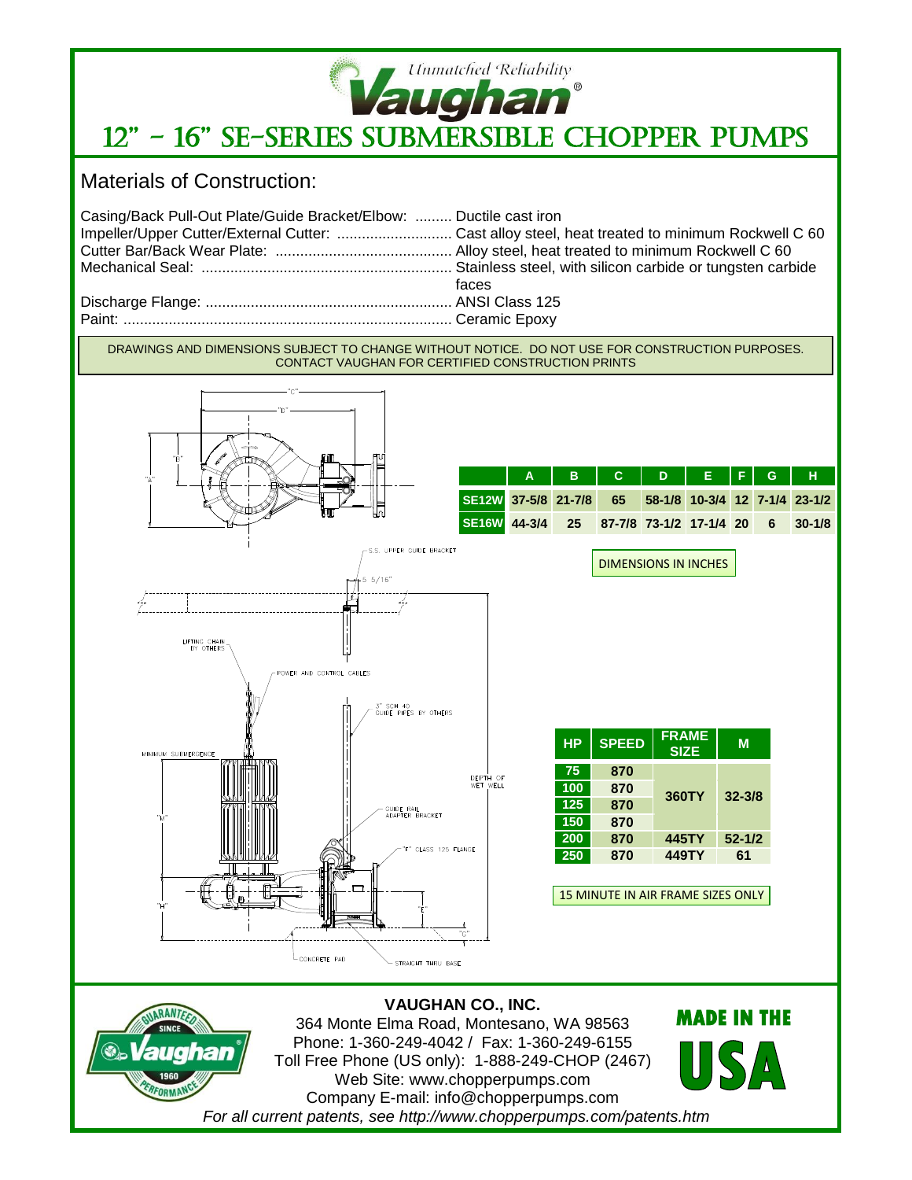*Unmatched Reliability*

**Vaughan®**

# 12" - 16" SE-SERIES SUBMERSIBLE CHOPPER PUMPS

## Materials of Construction:

Casing/Back Pull-Out Plate/Guide Bracket/Elbow: ......... Ductile cast iron
Impeller/Upper Cutter/External Cutter: ........................... Cast alloy steel, heat treated to minimum Rockwell C 60
Cutter Bar/Back Wear Plate: .......................................... Alloy steel, heat treated to minimum Rockwell C 60
Mechanical Seal: ............................................................ Stainless steel, with silicon carbide or tungsten carbide faces
Discharge Flange: ........................................................... ANSI Class 125
Paint: ............................................................................... Ceramic Epoxy

DRAWINGS AND DIMENSIONS SUBJECT TO CHANGE WITHOUT NOTICE. DO NOT USE FOR CONSTRUCTION PURPOSES. CONTACT VAUGHAN FOR CERTIFIED CONSTRUCTION PRINTS

"C" "D" "B" "A" S.S. UPPER GUIDE BRACKET 5 5/16" LIFTING CHAIN BY OTHERS POWER AND CONTROL CABLES 3" SCH 40 GUIDE PIPES BY OTHERS MINIMUM SUBMERGENCE "M" DEPTH OF WET WELL GUIDE RAIL ADAPTER BRACKET "F" CLASS 125 FLANGE "H" "E" "G" CONCRETE PAD STRAIGHT THRU BASE

| | A | B | C | D | E | F | G | H |
|---|---|---|---|---|---|---|---|---|
| SE12W | 37-5/8 | 21-7/8 | 65 | 58-1/8 | 10-3/4 | 12 | 7-1/4 | 23-1/2 |
| SE16W | 44-3/4 | 25 | 87-7/8 | 73-1/2 | 17-1/4 | 20 | 6 | 30-1/8 |

DIMENSIONS IN INCHES

| HP | SPEED | FRAME SIZE | M |
|---|---|---|---|
| 75 | 870 | 360TY | 32-3/8 |
| 100 | 870 | | |
| 125 | 870 | | |
| 150 | 870 | | |
| 200 | 870 | 445TY | 52-1/2 |
| 250 | 870 | 449TY | 61 |

15 MINUTE IN AIR FRAME SIZES ONLY

**VAUGHAN CO., INC.**
364 Monte Elma Road, Montesano, WA 98563
Phone: 1-360-249-4042 / Fax: 1-360-249-6155
Toll Free Phone (US only): 1-888-249-CHOP (2467)
Web Site: www.chopperpumps.com
Company E-mail: info@chopperpumps.com

GUARANTEED SINCE 1960 PERFORMANCE Vaughan®

MADE IN THE USA

*For all current patents, see http://www.chopperpumps.com/patents.htm*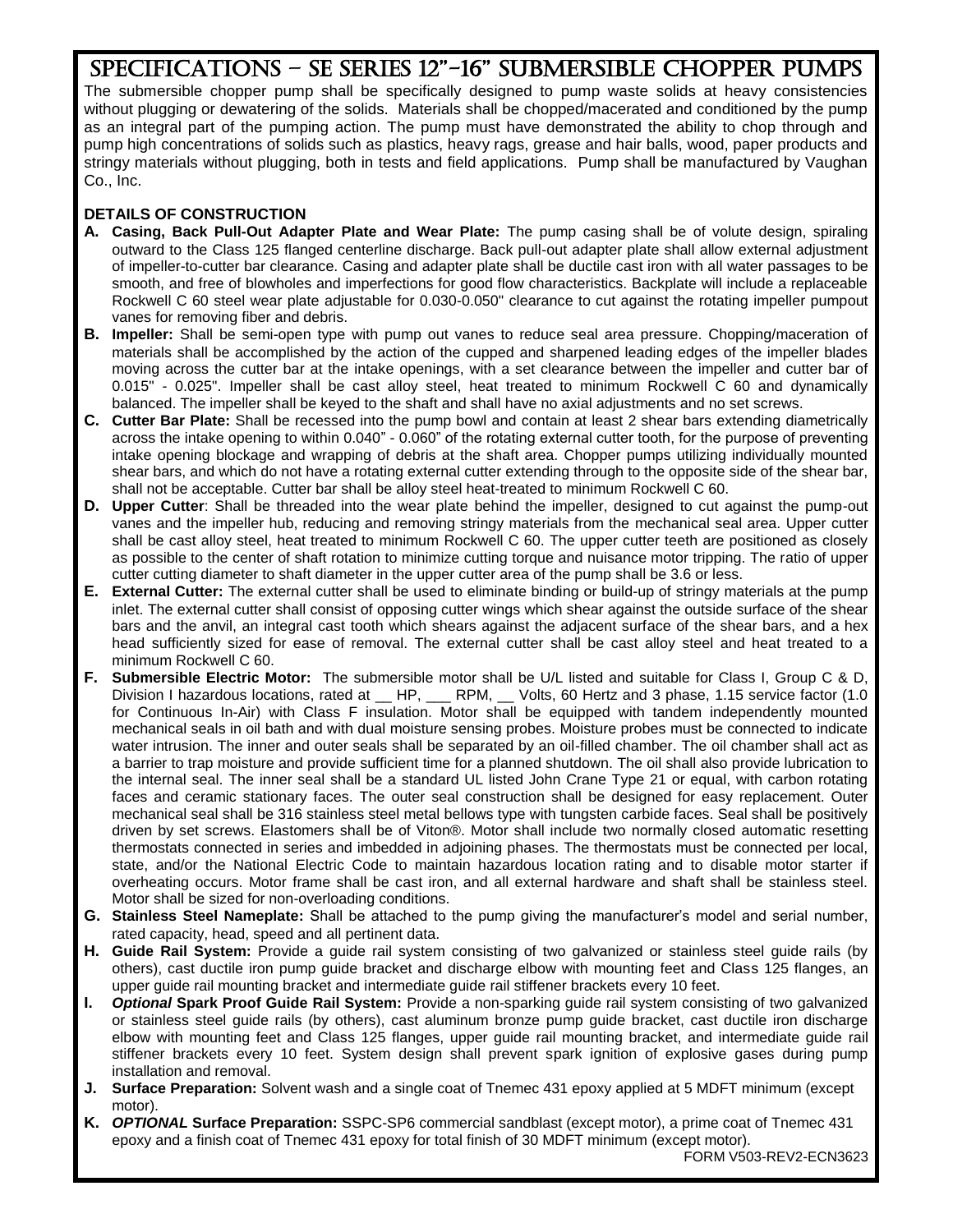# SPECIFICATIONS – SE SERIES 12"-16" SUBMERSIBLE CHOPPER PUMPS

The submersible chopper pump shall be specifically designed to pump waste solids at heavy consistencies without plugging or dewatering of the solids. Materials shall be chopped/macerated and conditioned by the pump as an integral part of the pumping action. The pump must have demonstrated the ability to chop through and pump high concentrations of solids such as plastics, heavy rags, grease and hair balls, wood, paper products and stringy materials without plugging, both in tests and field applications. Pump shall be manufactured by Vaughan Co., Inc.

**DETAILS OF CONSTRUCTION**

**A. Casing, Back Pull-Out Adapter Plate and Wear Plate:** The pump casing shall be of volute design, spiraling outward to the Class 125 flanged centerline discharge. Back pull-out adapter plate shall allow external adjustment of impeller-to-cutter bar clearance. Casing and adapter plate shall be ductile cast iron with all water passages to be smooth, and free of blowholes and imperfections for good flow characteristics. Backplate will include a replaceable Rockwell C 60 steel wear plate adjustable for 0.030-0.050" clearance to cut against the rotating impeller pumpout vanes for removing fiber and debris.

**B. Impeller:** Shall be semi-open type with pump out vanes to reduce seal area pressure. Chopping/maceration of materials shall be accomplished by the action of the cupped and sharpened leading edges of the impeller blades moving across the cutter bar at the intake openings, with a set clearance between the impeller and cutter bar of 0.015" - 0.025". Impeller shall be cast alloy steel, heat treated to minimum Rockwell C 60 and dynamically balanced. The impeller shall be keyed to the shaft and shall have no axial adjustments and no set screws.

**C. Cutter Bar Plate:** Shall be recessed into the pump bowl and contain at least 2 shear bars extending diametrically across the intake opening to within 0.040" - 0.060" of the rotating external cutter tooth, for the purpose of preventing intake opening blockage and wrapping of debris at the shaft area. Chopper pumps utilizing individually mounted shear bars, and which do not have a rotating external cutter extending through to the opposite side of the shear bar, shall not be acceptable. Cutter bar shall be alloy steel heat-treated to minimum Rockwell C 60.

**D. Upper Cutter**: Shall be threaded into the wear plate behind the impeller, designed to cut against the pump-out vanes and the impeller hub, reducing and removing stringy materials from the mechanical seal area. Upper cutter shall be cast alloy steel, heat treated to minimum Rockwell C 60. The upper cutter teeth are positioned as closely as possible to the center of shaft rotation to minimize cutting torque and nuisance motor tripping. The ratio of upper cutter cutting diameter to shaft diameter in the upper cutter area of the pump shall be 3.6 or less.

**E. External Cutter:** The external cutter shall be used to eliminate binding or build-up of stringy materials at the pump inlet. The external cutter shall consist of opposing cutter wings which shear against the outside surface of the shear bars and the anvil, an integral cast tooth which shears against the adjacent surface of the shear bars, and a hex head sufficiently sized for ease of removal. The external cutter shall be cast alloy steel and heat treated to a minimum Rockwell C 60.

**F. Submersible Electric Motor:** The submersible motor shall be U/L listed and suitable for Class I, Group C & D, Division I hazardous locations, rated at __ HP, ___ RPM, __ Volts, 60 Hertz and 3 phase, 1.15 service factor (1.0 for Continuous In-Air) with Class F insulation. Motor shall be equipped with tandem independently mounted mechanical seals in oil bath and with dual moisture sensing probes. Moisture probes must be connected to indicate water intrusion. The inner and outer seals shall be separated by an oil-filled chamber. The oil chamber shall act as a barrier to trap moisture and provide sufficient time for a planned shutdown. The oil shall also provide lubrication to the internal seal. The inner seal shall be a standard UL listed John Crane Type 21 or equal, with carbon rotating faces and ceramic stationary faces. The outer seal construction shall be designed for easy replacement. Outer mechanical seal shall be 316 stainless steel metal bellows type with tungsten carbide faces. Seal shall be positively driven by set screws. Elastomers shall be of Viton®. Motor shall include two normally closed automatic resetting thermostats connected in series and imbedded in adjoining phases. The thermostats must be connected per local, state, and/or the National Electric Code to maintain hazardous location rating and to disable motor starter if overheating occurs. Motor frame shall be cast iron, and all external hardware and shaft shall be stainless steel. Motor shall be sized for non-overloading conditions.

**G. Stainless Steel Nameplate:** Shall be attached to the pump giving the manufacturer's model and serial number, rated capacity, head, speed and all pertinent data.

**H. Guide Rail System:** Provide a guide rail system consisting of two galvanized or stainless steel guide rails (by others), cast ductile iron pump guide bracket and discharge elbow with mounting feet and Class 125 flanges, an upper guide rail mounting bracket and intermediate guide rail stiffener brackets every 10 feet.

**I. *Optional* Spark Proof Guide Rail System:** Provide a non-sparking guide rail system consisting of two galvanized or stainless steel guide rails (by others), cast aluminum bronze pump guide bracket, cast ductile iron discharge elbow with mounting feet and Class 125 flanges, upper guide rail mounting bracket, and intermediate guide rail stiffener brackets every 10 feet. System design shall prevent spark ignition of explosive gases during pump installation and removal.

**J. Surface Preparation:** Solvent wash and a single coat of Tnemec 431 epoxy applied at 5 MDFT minimum (except motor).

**K. *OPTIONAL* Surface Preparation:** SSPC-SP6 commercial sandblast (except motor), a prime coat of Tnemec 431 epoxy and a finish coat of Tnemec 431 epoxy for total finish of 30 MDFT minimum (except motor).

FORM V503-REV2-ECN3623